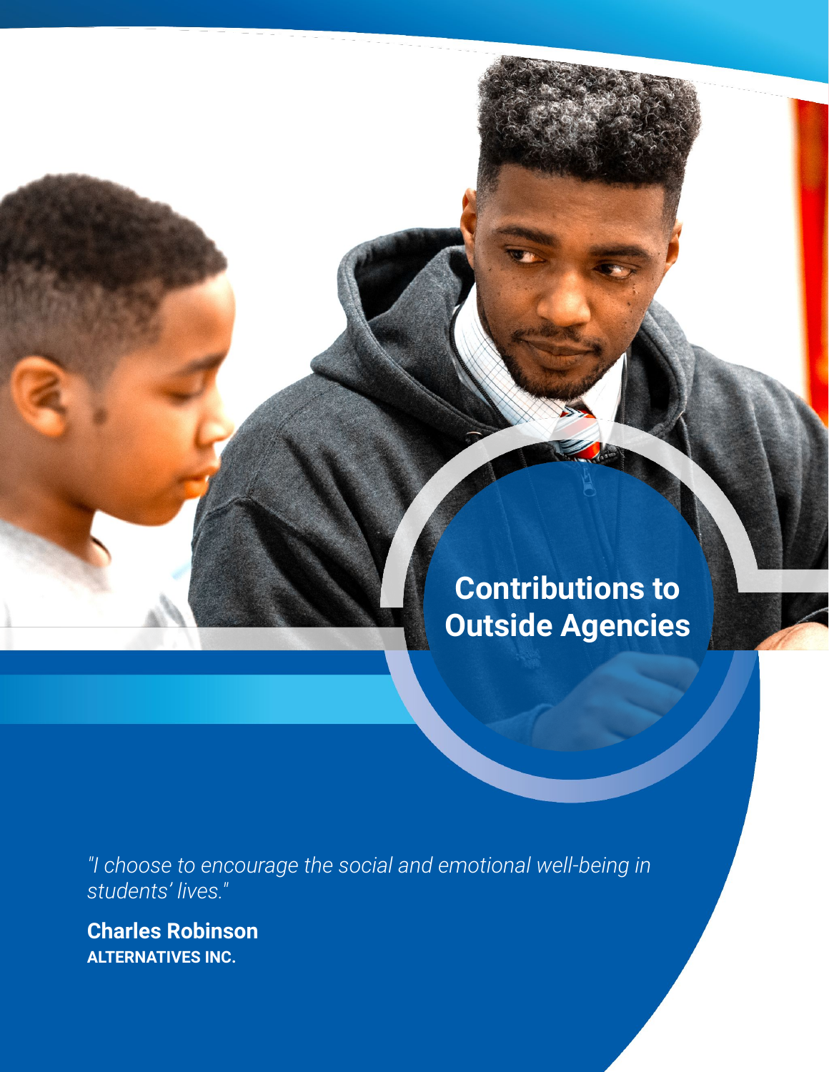# Contributions to Outside Agencies

*"I choose to encourage the social and emotional well-being in students' lives."*

**Charles Robinson**
**ALTERNATIVES INC.**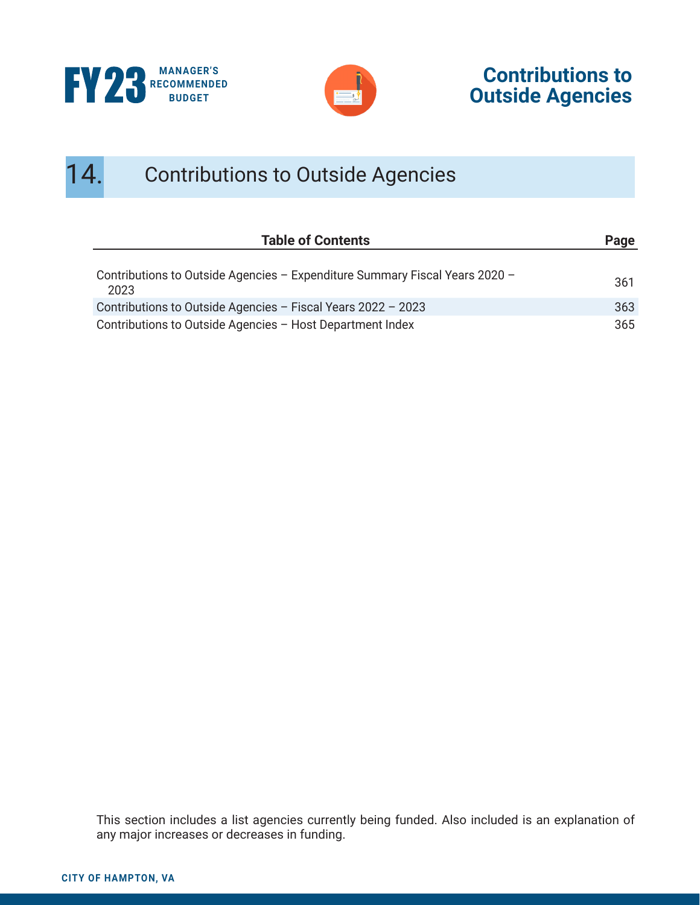# 14. Contributions to Outside Agencies

| Table of Contents | Page |
|---|---|
| Contributions to Outside Agencies – Expenditure Summary Fiscal Years 2020 – 2023 | 361 |
| Contributions to Outside Agencies – Fiscal Years 2022 – 2023 | 363 |
| Contributions to Outside Agencies – Host Department Index | 365 |

This section includes a list agencies currently being funded. Also included is an explanation of any major increases or decreases in funding.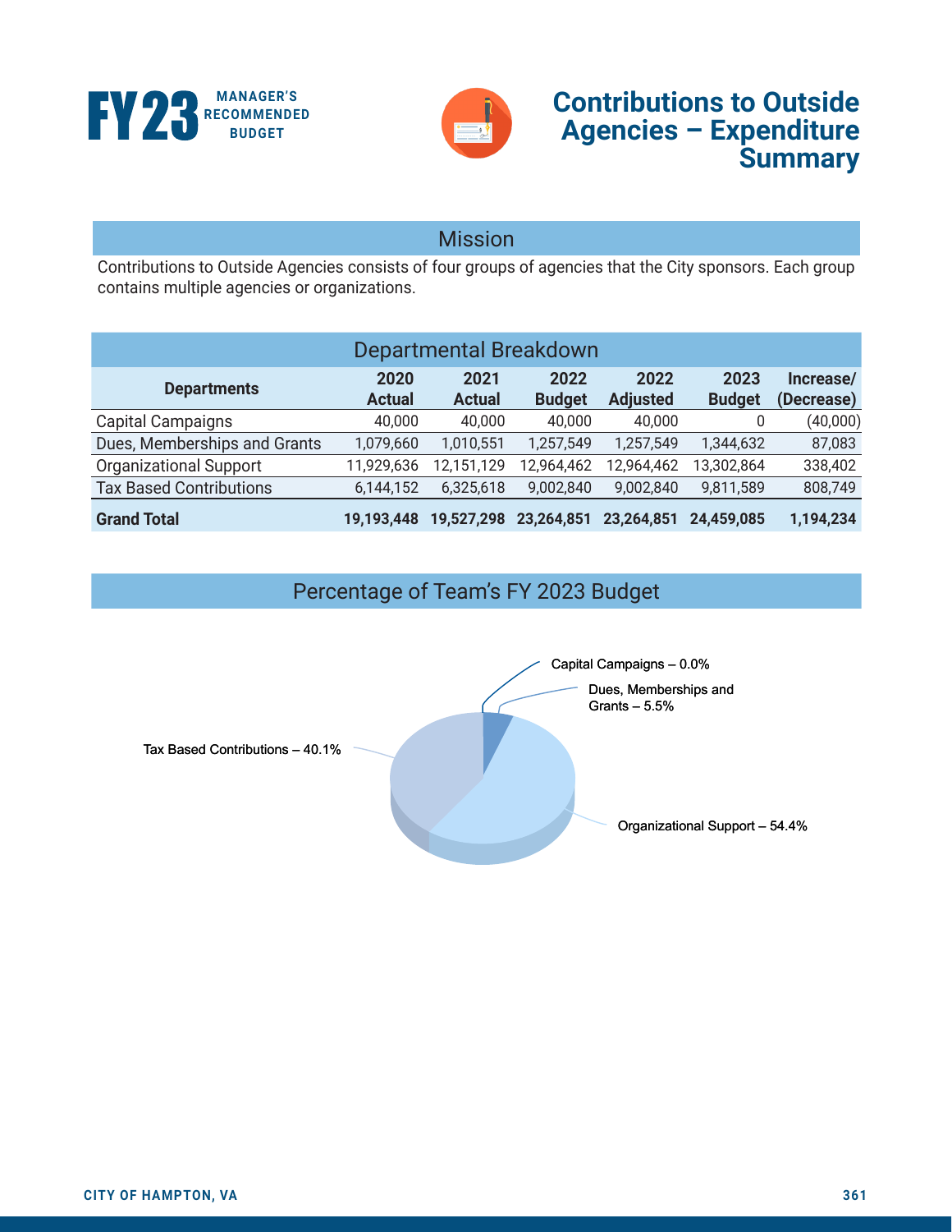# FY23 MANAGER'S RECOMMENDED BUDGET

# Contributions to Outside Agencies – Expenditure Summary

## Mission

Contributions to Outside Agencies consists of four groups of agencies that the City sponsors. Each group contains multiple agencies or organizations.

## Departmental Breakdown

| Departments | 2020 Actual | 2021 Actual | 2022 Budget | 2022 Adjusted | 2023 Budget | Increase/ (Decrease) |
|---|---|---|---|---|---|---|
| Capital Campaigns | 40,000 | 40,000 | 40,000 | 40,000 | 0 | (40,000) |
| Dues, Memberships and Grants | 1,079,660 | 1,010,551 | 1,257,549 | 1,257,549 | 1,344,632 | 87,083 |
| Organizational Support | 11,929,636 | 12,151,129 | 12,964,462 | 12,964,462 | 13,302,864 | 338,402 |
| Tax Based Contributions | 6,144,152 | 6,325,618 | 9,002,840 | 9,002,840 | 9,811,589 | 808,749 |
| **Grand Total** | **19,193,448** | **19,527,298** | **23,264,851** | **23,264,851** | **24,459,085** | **1,194,234** |

## Percentage of Team's FY 2023 Budget

Capital Campaigns – 0.0%

Dues, Memberships and Grants – 5.5%

Tax Based Contributions – 40.1%

Organizational Support – 54.4%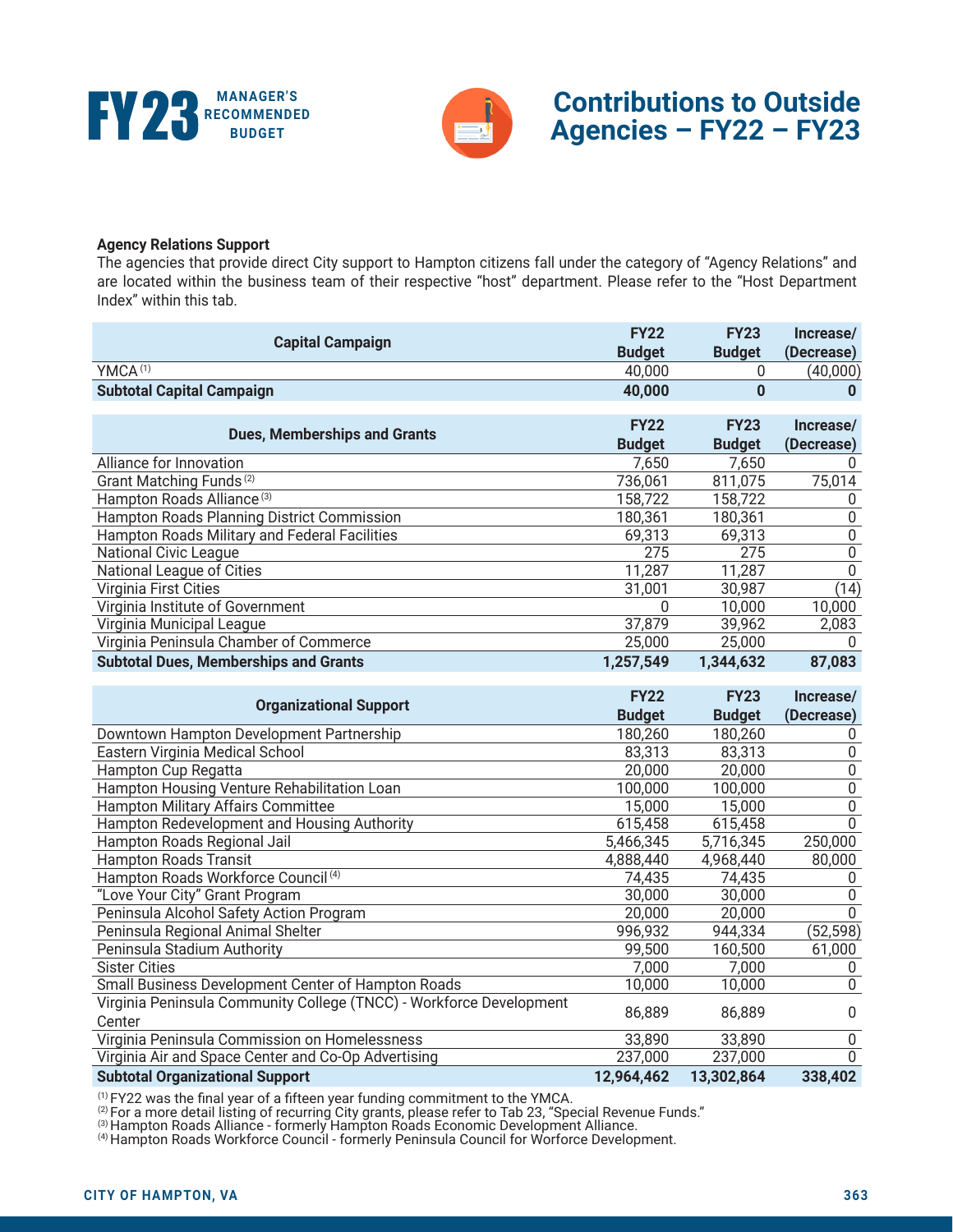# Contributions to Outside Agencies – FY22 – FY23

**Agency Relations Support**

The agencies that provide direct City support to Hampton citizens fall under the category of "Agency Relations" and are located within the business team of their respective "host" department. Please refer to the "Host Department Index" within this tab.

| Capital Campaign | FY22 Budget | FY23 Budget | Increase/ (Decrease) |
|---|---|---|---|
| YMCA [1] | 40,000 | 0 | (40,000) |
| **Subtotal Capital Campaign** | **40,000** | **0** | **0** |

| Dues, Memberships and Grants | FY22 Budget | FY23 Budget | Increase/ (Decrease) |
|---|---|---|---|
| Alliance for Innovation | 7,650 | 7,650 | 0 |
| Grant Matching Funds [2] | 736,061 | 811,075 | 75,014 |
| Hampton Roads Alliance [3] | 158,722 | 158,722 | 0 |
| Hampton Roads Planning District Commission | 180,361 | 180,361 | 0 |
| Hampton Roads Military and Federal Facilities | 69,313 | 69,313 | 0 |
| National Civic League | 275 | 275 | 0 |
| National League of Cities | 11,287 | 11,287 | 0 |
| Virginia First Cities | 31,001 | 30,987 | (14) |
| Virginia Institute of Government | 0 | 10,000 | 10,000 |
| Virginia Municipal League | 37,879 | 39,962 | 2,083 |
| Virginia Peninsula Chamber of Commerce | 25,000 | 25,000 | 0 |
| **Subtotal Dues, Memberships and Grants** | **1,257,549** | **1,344,632** | **87,083** |

| Organizational Support | FY22 Budget | FY23 Budget | Increase/ (Decrease) |
|---|---|---|---|
| Downtown Hampton Development Partnership | 180,260 | 180,260 | 0 |
| Eastern Virginia Medical School | 83,313 | 83,313 | 0 |
| Hampton Cup Regatta | 20,000 | 20,000 | 0 |
| Hampton Housing Venture Rehabilitation Loan | 100,000 | 100,000 | 0 |
| Hampton Military Affairs Committee | 15,000 | 15,000 | 0 |
| Hampton Redevelopment and Housing Authority | 615,458 | 615,458 | 0 |
| Hampton Roads Regional Jail | 5,466,345 | 5,716,345 | 250,000 |
| Hampton Roads Transit | 4,888,440 | 4,968,440 | 80,000 |
| Hampton Roads Workforce Council [4] | 74,435 | 74,435 | 0 |
| "Love Your City" Grant Program | 30,000 | 30,000 | 0 |
| Peninsula Alcohol Safety Action Program | 20,000 | 20,000 | 0 |
| Peninsula Regional Animal Shelter | 996,932 | 944,334 | (52,598) |
| Peninsula Stadium Authority | 99,500 | 160,500 | 61,000 |
| Sister Cities | 7,000 | 7,000 | 0 |
| Small Business Development Center of Hampton Roads | 10,000 | 10,000 | 0 |
| Virginia Peninsula Community College (TNCC) - Workforce Development Center | 86,889 | 86,889 | 0 |
| Virginia Peninsula Commission on Homelessness | 33,890 | 33,890 | 0 |
| Virginia Air and Space Center and Co-Op Advertising | 237,000 | 237,000 | 0 |
| **Subtotal Organizational Support** | **12,964,462** | **13,302,864** | **338,402** |

[1] FY22 was the final year of a fifteen year funding commitment to the YMCA.
[2] For a more detail listing of recurring City grants, please refer to Tab 23, "Special Revenue Funds."
[3] Hampton Roads Alliance - formerly Hampton Roads Economic Development Alliance.
[4] Hampton Roads Workforce Council - formerly Peninsula Council for Worforce Development.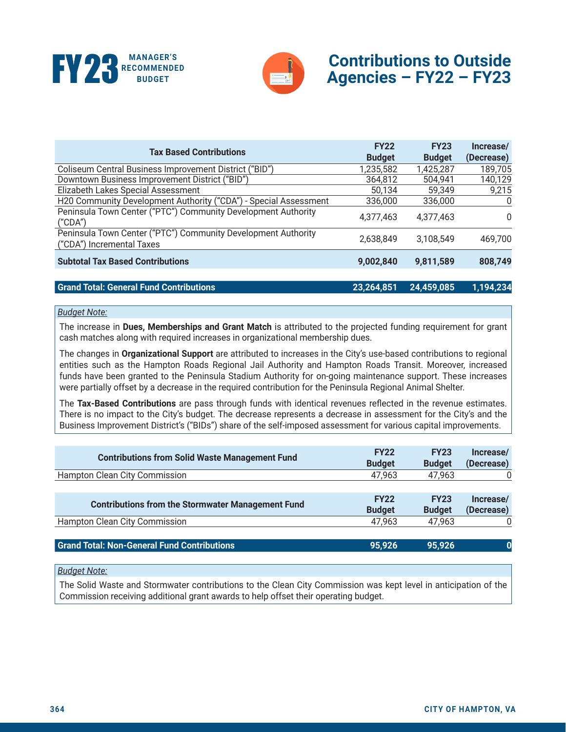# Contributions to Outside Agencies – FY22 – FY23

| Tax Based Contributions | FY22 Budget | FY23 Budget | Increase/ (Decrease) |
|---|---|---|---|
| Coliseum Central Business Improvement District ("BID") | 1,235,582 | 1,425,287 | 189,705 |
| Downtown Business Improvement District ("BID") | 364,812 | 504,941 | 140,129 |
| Elizabeth Lakes Special Assessment | 50,134 | 59,349 | 9,215 |
| H20 Community Development Authority ("CDA") - Special Assessment | 336,000 | 336,000 | 0 |
| Peninsula Town Center ("PTC") Community Development Authority ("CDA") | 4,377,463 | 4,377,463 | 0 |
| Peninsula Town Center ("PTC") Community Development Authority ("CDA") Incremental Taxes | 2,638,849 | 3,108,549 | 469,700 |
| **Subtotal Tax Based Contributions** | **9,002,840** | **9,811,589** | **808,749** |
| **Grand Total: General Fund Contributions** | **23,264,851** | **24,459,085** | **1,194,234** |

*Budget Note:*

The increase in **Dues, Memberships and Grant Match** is attributed to the projected funding requirement for grant cash matches along with required increases in organizational membership dues.

The changes in **Organizational Support** are attributed to increases in the City's use-based contributions to regional entities such as the Hampton Roads Regional Jail Authority and Hampton Roads Transit. Moreover, increased funds have been granted to the Peninsula Stadium Authority for on-going maintenance support. These increases were partially offset by a decrease in the required contribution for the Peninsula Regional Animal Shelter.

The **Tax-Based Contributions** are pass through funds with identical revenues reflected in the revenue estimates. There is no impact to the City's budget. The decrease represents a decrease in assessment for the City's and the Business Improvement District's ("BIDs") share of the self-imposed assessment for various capital improvements.

| Contributions from Solid Waste Management Fund | FY22 Budget | FY23 Budget | Increase/ (Decrease) |
|---|---|---|---|
| Hampton Clean City Commission | 47,963 | 47,963 | 0 |

| Contributions from the Stormwater Management Fund | FY22 Budget | FY23 Budget | Increase/ (Decrease) |
|---|---|---|---|
| Hampton Clean City Commission | 47,963 | 47,963 | 0 |
| **Grand Total: Non-General Fund Contributions** | **95,926** | **95,926** | **0** |

*Budget Note:*

The Solid Waste and Stormwater contributions to the Clean City Commission was kept level in anticipation of the Commission receiving additional grant awards to help offset their operating budget.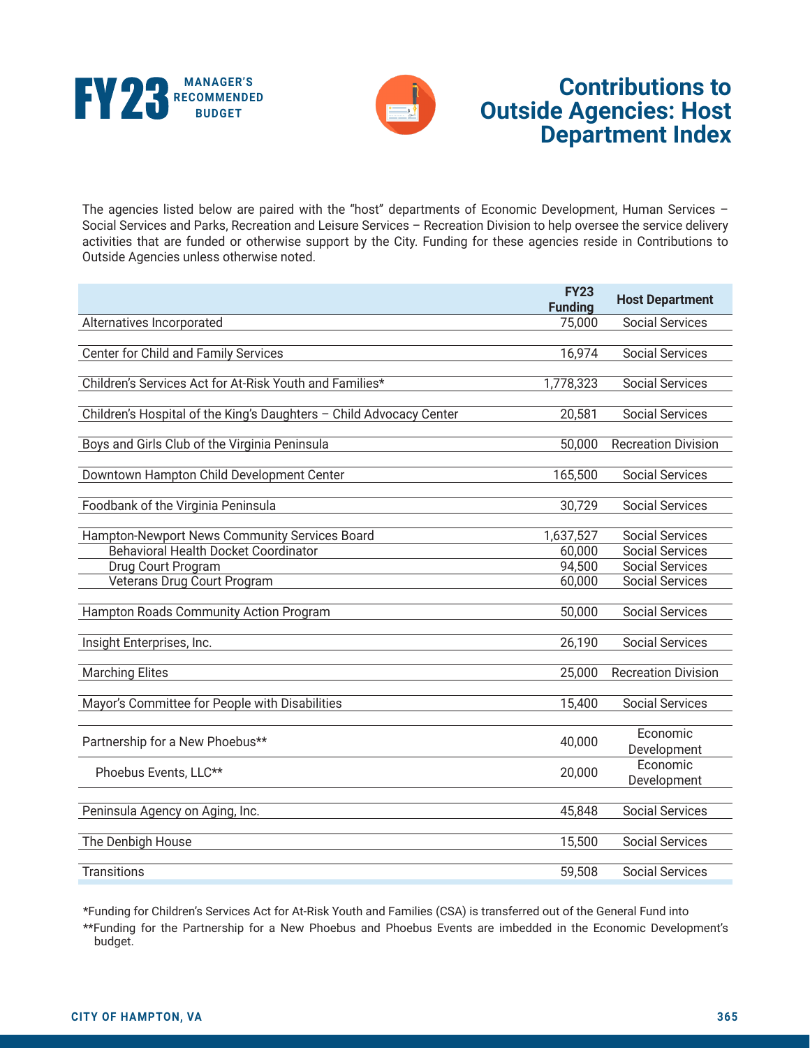# Contributions to Outside Agencies: Host Department Index

The agencies listed below are paired with the "host" departments of Economic Development, Human Services – Social Services and Parks, Recreation and Leisure Services – Recreation Division to help oversee the service delivery activities that are funded or otherwise support by the City. Funding for these agencies reside in Contributions to Outside Agencies unless otherwise noted.

| | FY23 Funding | Host Department |
|---|---|---|
| Alternatives Incorporated | 75,000 | Social Services |
| Center for Child and Family Services | 16,974 | Social Services |
| Children's Services Act for At-Risk Youth and Families* | 1,778,323 | Social Services |
| Children's Hospital of the King's Daughters – Child Advocacy Center | 20,581 | Social Services |
| Boys and Girls Club of the Virginia Peninsula | 50,000 | Recreation Division |
| Downtown Hampton Child Development Center | 165,500 | Social Services |
| Foodbank of the Virginia Peninsula | 30,729 | Social Services |
| Hampton-Newport News Community Services Board | 1,637,527 | Social Services |
| Behavioral Health Docket Coordinator | 60,000 | Social Services |
| Drug Court Program | 94,500 | Social Services |
| Veterans Drug Court Program | 60,000 | Social Services |
| Hampton Roads Community Action Program | 50,000 | Social Services |
| Insight Enterprises, Inc. | 26,190 | Social Services |
| Marching Elites | 25,000 | Recreation Division |
| Mayor's Committee for People with Disabilities | 15,400 | Social Services |
| Partnership for a New Phoebus** | 40,000 | Economic Development |
| Phoebus Events, LLC** | 20,000 | Economic Development |
| Peninsula Agency on Aging, Inc. | 45,848 | Social Services |
| The Denbigh House | 15,500 | Social Services |
| Transitions | 59,508 | Social Services |

*Funding for Children's Services Act for At-Risk Youth and Families (CSA) is transferred out of the General Fund into

**Funding for the Partnership for a New Phoebus and Phoebus Events are imbedded in the Economic Development's budget.